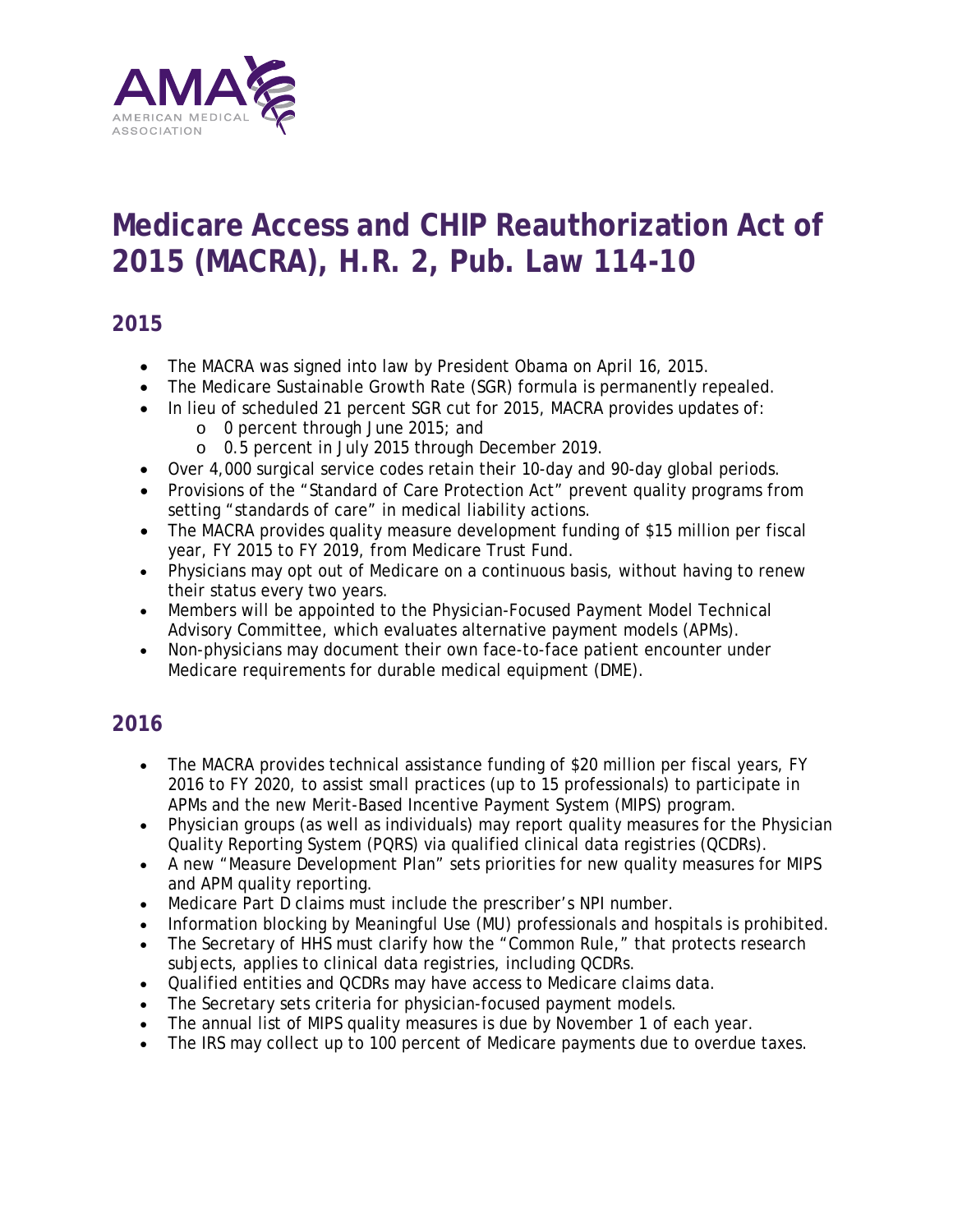# Medicare Access and CHIP Reauthorization Act of 2015 (MACRA), H.R. 2, Pub. Law 114-10

## 2015

- The MACRA was signed into law by President Obama on April 16, 2015.
- The Medicare Sustainable Growth Rate (SGR) formula is permanently repealed.
- In lieu of scheduled 21 percent SGR cut for 2015, MACRA provides updates of:
  - 0 percent through June 2015; and
  - 0.5 percent in July 2015 through December 2019.
- Over 4,000 surgical service codes retain their 10-day and 90-day global periods.
- Provisions of the "Standard of Care Protection Act" prevent quality programs from setting "standards of care" in medical liability actions.
- The MACRA provides quality measure development funding of $15 million per fiscal year, FY 2015 to FY 2019, from Medicare Trust Fund.
- Physicians may opt out of Medicare on a continuous basis, without having to renew their status every two years.
- Members will be appointed to the Physician-Focused Payment Model Technical Advisory Committee, which evaluates alternative payment models (APMs).
- Non-physicians may document their own face-to-face patient encounter under Medicare requirements for durable medical equipment (DME).

## 2016

- The MACRA provides technical assistance funding of $20 million per fiscal years, FY 2016 to FY 2020, to assist small practices (up to 15 professionals) to participate in APMs and the new Merit-Based Incentive Payment System (MIPS) program.
- Physician groups (as well as individuals) may report quality measures for the Physician Quality Reporting System (PQRS) via qualified clinical data registries (QCDRs).
- A new "Measure Development Plan" sets priorities for new quality measures for MIPS and APM quality reporting.
- Medicare Part D claims must include the prescriber's NPI number.
- Information blocking by Meaningful Use (MU) professionals and hospitals is prohibited.
- The Secretary of HHS must clarify how the "Common Rule," that protects research subjects, applies to clinical data registries, including QCDRs.
- Qualified entities and QCDRs may have access to Medicare claims data.
- The Secretary sets criteria for physician-focused payment models.
- The annual list of MIPS quality measures is due by November 1 of each year.
- The IRS may collect up to 100 percent of Medicare payments due to overdue taxes.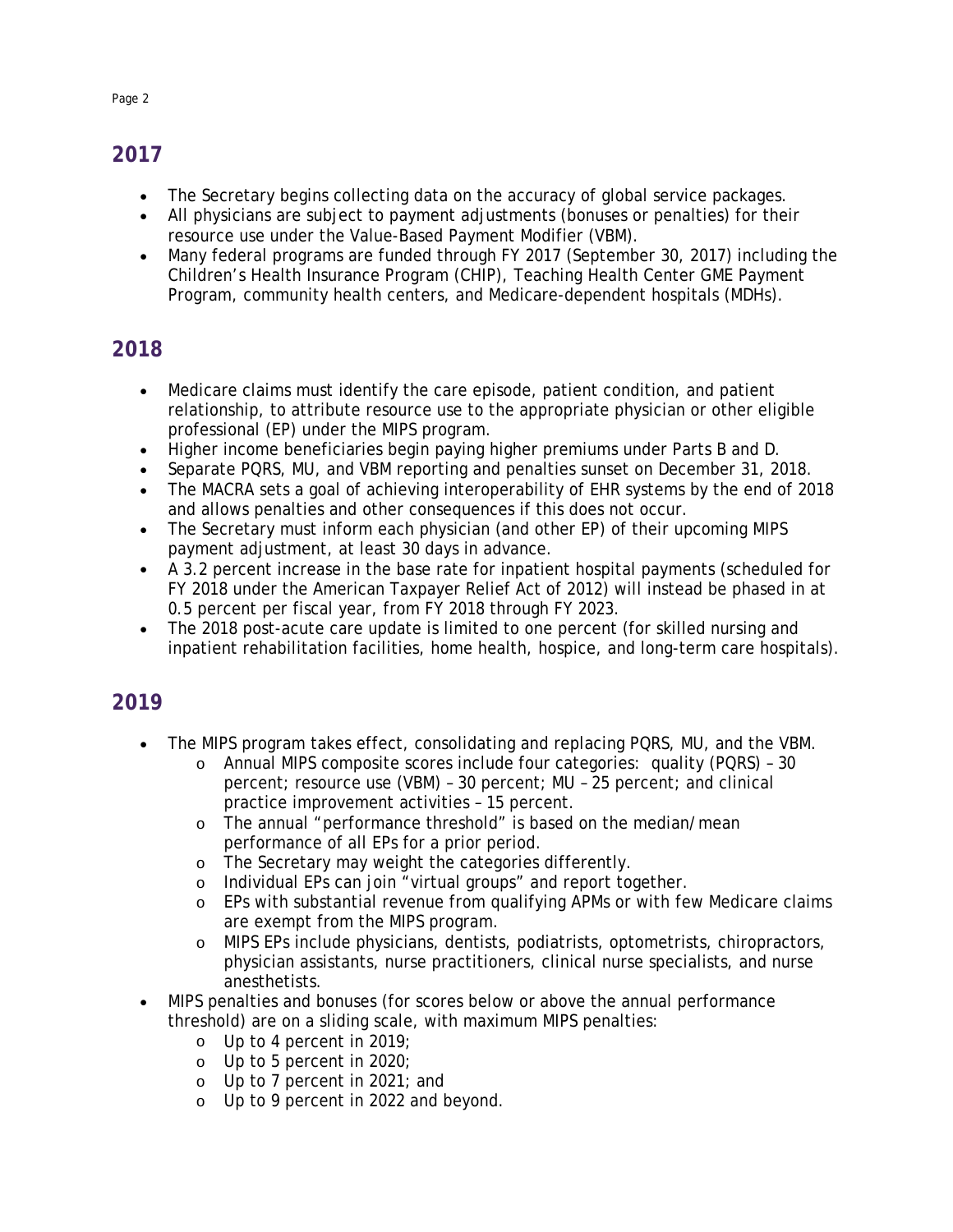## 2017

- The Secretary begins collecting data on the accuracy of global service packages.
- All physicians are subject to payment adjustments (bonuses or penalties) for their resource use under the Value-Based Payment Modifier (VBM).
- Many federal programs are funded through FY 2017 (September 30, 2017) including the Children's Health Insurance Program (CHIP), Teaching Health Center GME Payment Program, community health centers, and Medicare-dependent hospitals (MDHs).

## 2018

- Medicare claims must identify the care episode, patient condition, and patient relationship, to attribute resource use to the appropriate physician or other eligible professional (EP) under the MIPS program.
- Higher income beneficiaries begin paying higher premiums under Parts B and D.
- Separate PQRS, MU, and VBM reporting and penalties sunset on December 31, 2018.
- The MACRA sets a goal of achieving interoperability of EHR systems by the end of 2018 and allows penalties and other consequences if this does not occur.
- The Secretary must inform each physician (and other EP) of their upcoming MIPS payment adjustment, at least 30 days in advance.
- A 3.2 percent increase in the base rate for inpatient hospital payments (scheduled for FY 2018 under the American Taxpayer Relief Act of 2012) will instead be phased in at 0.5 percent per fiscal year, from FY 2018 through FY 2023.
- The 2018 post-acute care update is limited to one percent (for skilled nursing and inpatient rehabilitation facilities, home health, hospice, and long-term care hospitals).

## 2019

- The MIPS program takes effect, consolidating and replacing PQRS, MU, and the VBM.
  - Annual MIPS composite scores include four categories: quality (PQRS) – 30 percent; resource use (VBM) – 30 percent; MU – 25 percent; and clinical practice improvement activities – 15 percent.
  - The annual "performance threshold" is based on the median/mean performance of all EPs for a prior period.
  - The Secretary may weight the categories differently.
  - Individual EPs can join "virtual groups" and report together.
  - EPs with substantial revenue from qualifying APMs or with few Medicare claims are exempt from the MIPS program.
  - MIPS EPs include physicians, dentists, podiatrists, optometrists, chiropractors, physician assistants, nurse practitioners, clinical nurse specialists, and nurse anesthetists.
- MIPS penalties and bonuses (for scores below or above the annual performance threshold) are on a sliding scale, with maximum MIPS penalties:
  - Up to 4 percent in 2019;
  - Up to 5 percent in 2020;
  - Up to 7 percent in 2021; and
  - Up to 9 percent in 2022 and beyond.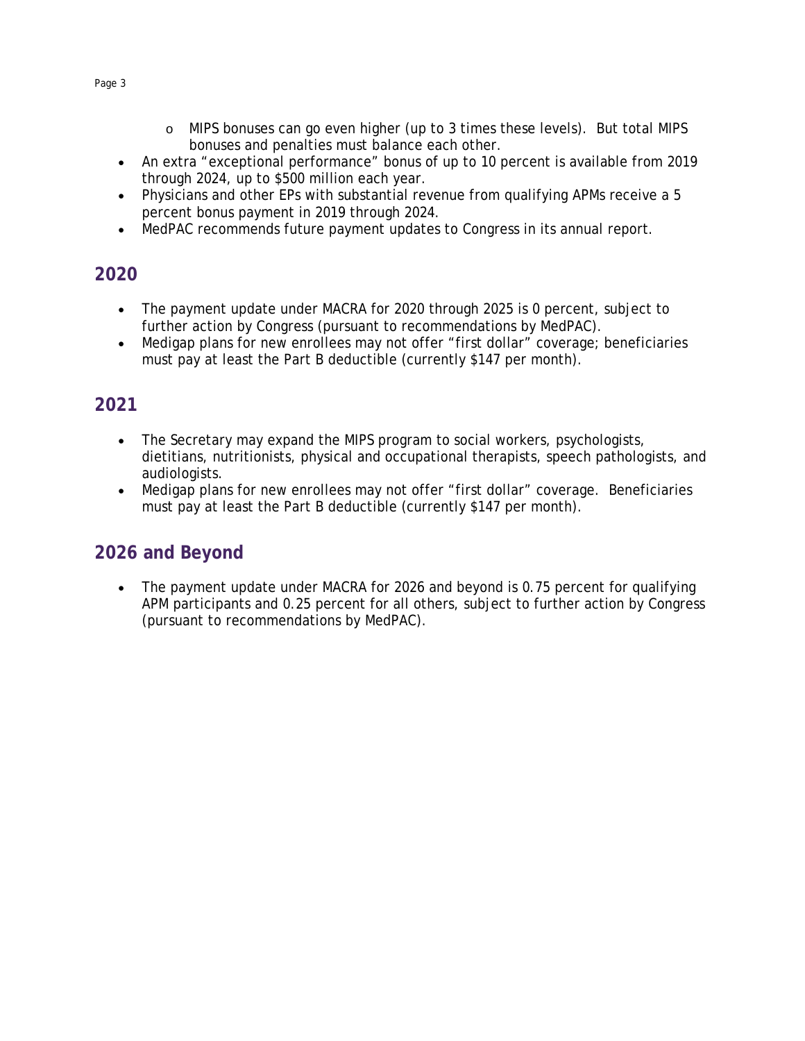- MIPS bonuses can go even higher (up to 3 times these levels). But total MIPS bonuses and penalties must balance each other.

- An extra "exceptional performance" bonus of up to 10 percent is available from 2019 through 2024, up to $500 million each year.
- Physicians and other EPs with substantial revenue from qualifying APMs receive a 5 percent bonus payment in 2019 through 2024.
- MedPAC recommends future payment updates to Congress in its annual report.

## 2020

- The payment update under MACRA for 2020 through 2025 is 0 percent, subject to further action by Congress (pursuant to recommendations by MedPAC).
- Medigap plans for new enrollees may not offer "first dollar" coverage; beneficiaries must pay at least the Part B deductible (currently $147 per month).

## 2021

- The Secretary may expand the MIPS program to social workers, psychologists, dietitians, nutritionists, physical and occupational therapists, speech pathologists, and audiologists.
- Medigap plans for new enrollees may not offer "first dollar" coverage. Beneficiaries must pay at least the Part B deductible (currently $147 per month).

## 2026 and Beyond

- The payment update under MACRA for 2026 and beyond is 0.75 percent for qualifying APM participants and 0.25 percent for all others, subject to further action by Congress (pursuant to recommendations by MedPAC).